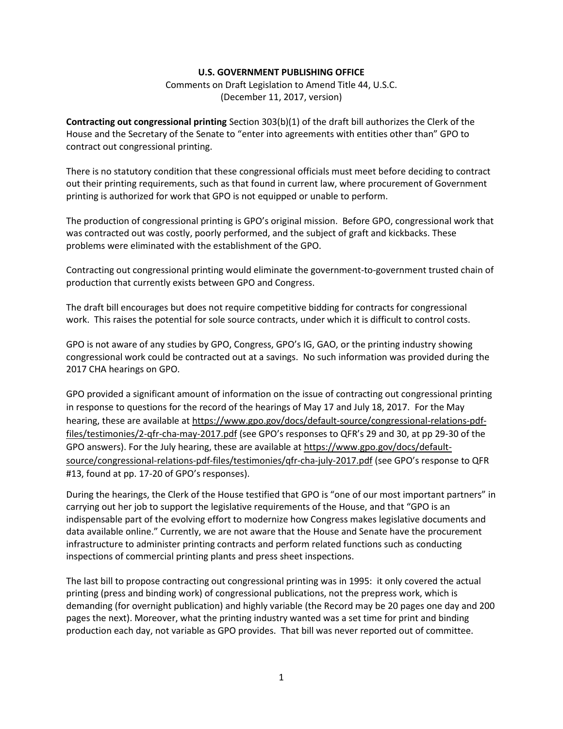**U.S. GOVERNMENT PUBLISHING OFFICE**

Comments on Draft Legislation to Amend Title 44, U.S.C.
(December 11, 2017, version)

**Contracting out congressional printing** Section 303(b)(1) of the draft bill authorizes the Clerk of the House and the Secretary of the Senate to "enter into agreements with entities other than" GPO to contract out congressional printing.

There is no statutory condition that these congressional officials must meet before deciding to contract out their printing requirements, such as that found in current law, where procurement of Government printing is authorized for work that GPO is not equipped or unable to perform.

The production of congressional printing is GPO's original mission. Before GPO, congressional work that was contracted out was costly, poorly performed, and the subject of graft and kickbacks. These problems were eliminated with the establishment of the GPO.

Contracting out congressional printing would eliminate the government-to-government trusted chain of production that currently exists between GPO and Congress.

The draft bill encourages but does not require competitive bidding for contracts for congressional work. This raises the potential for sole source contracts, under which it is difficult to control costs.

GPO is not aware of any studies by GPO, Congress, GPO's IG, GAO, or the printing industry showing congressional work could be contracted out at a savings. No such information was provided during the 2017 CHA hearings on GPO.

GPO provided a significant amount of information on the issue of contracting out congressional printing in response to questions for the record of the hearings of May 17 and July 18, 2017. For the May hearing, these are available at https://www.gpo.gov/docs/default-source/congressional-relations-pdf-files/testimonies/2-qfr-cha-may-2017.pdf (see GPO's responses to QFR's 29 and 30, at pp 29-30 of the GPO answers). For the July hearing, these are available at https://www.gpo.gov/docs/default-source/congressional-relations-pdf-files/testimonies/qfr-cha-july-2017.pdf (see GPO's response to QFR #13, found at pp. 17-20 of GPO's responses).

During the hearings, the Clerk of the House testified that GPO is "one of our most important partners" in carrying out her job to support the legislative requirements of the House, and that "GPO is an indispensable part of the evolving effort to modernize how Congress makes legislative documents and data available online." Currently, we are not aware that the House and Senate have the procurement infrastructure to administer printing contracts and perform related functions such as conducting inspections of commercial printing plants and press sheet inspections.

The last bill to propose contracting out congressional printing was in 1995: it only covered the actual printing (press and binding work) of congressional publications, not the prepress work, which is demanding (for overnight publication) and highly variable (the Record may be 20 pages one day and 200 pages the next). Moreover, what the printing industry wanted was a set time for print and binding production each day, not variable as GPO provides. That bill was never reported out of committee.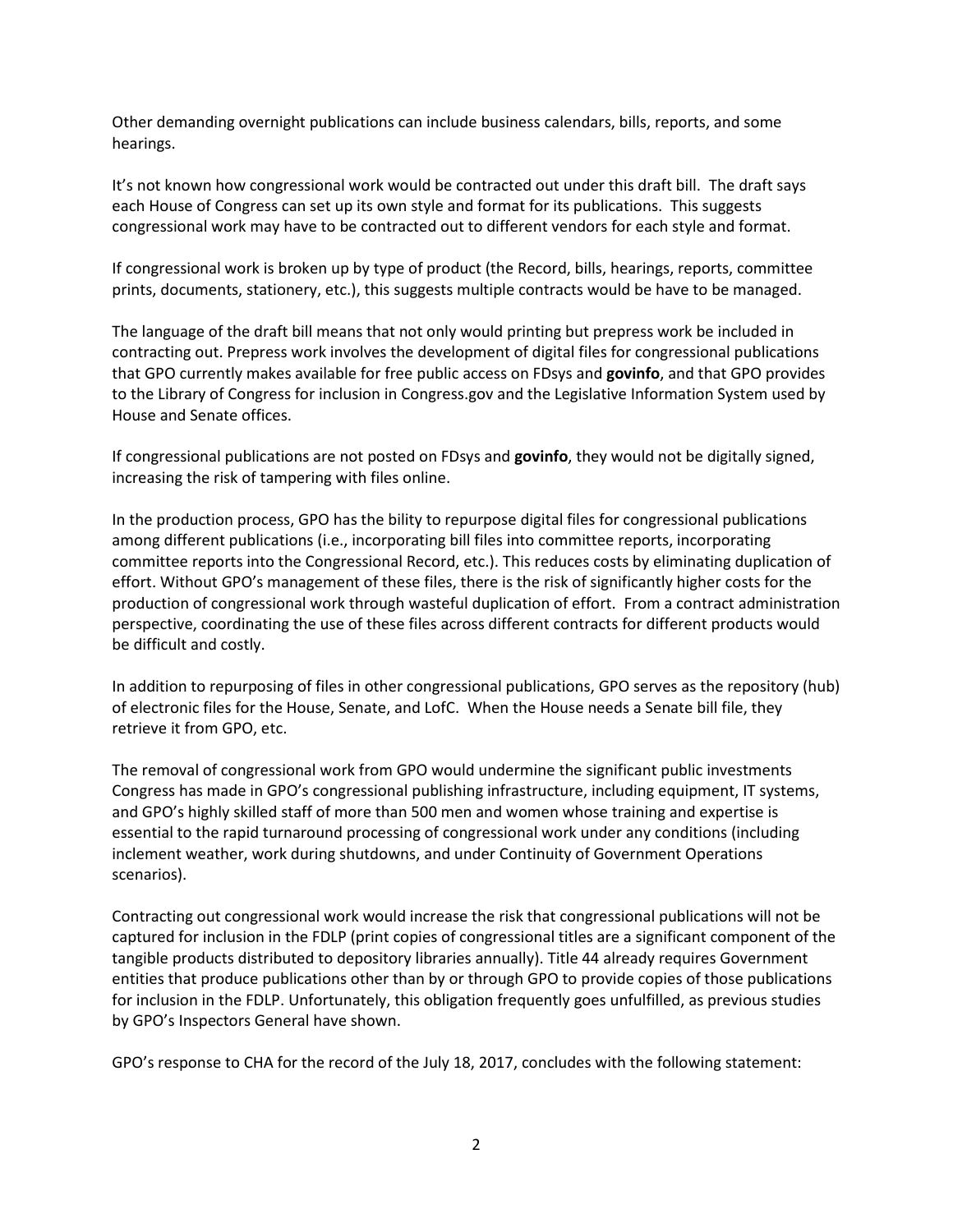Other demanding overnight publications can include business calendars, bills, reports, and some hearings.

It's not known how congressional work would be contracted out under this draft bill. The draft says each House of Congress can set up its own style and format for its publications. This suggests congressional work may have to be contracted out to different vendors for each style and format.

If congressional work is broken up by type of product (the Record, bills, hearings, reports, committee prints, documents, stationery, etc.), this suggests multiple contracts would be have to be managed.

The language of the draft bill means that not only would printing but prepress work be included in contracting out. Prepress work involves the development of digital files for congressional publications that GPO currently makes available for free public access on FDsys and **govinfo**, and that GPO provides to the Library of Congress for inclusion in Congress.gov and the Legislative Information System used by House and Senate offices.

If congressional publications are not posted on FDsys and **govinfo**, they would not be digitally signed, increasing the risk of tampering with files online.

In the production process, GPO has the bility to repurpose digital files for congressional publications among different publications (i.e., incorporating bill files into committee reports, incorporating committee reports into the Congressional Record, etc.). This reduces costs by eliminating duplication of effort. Without GPO's management of these files, there is the risk of significantly higher costs for the production of congressional work through wasteful duplication of effort. From a contract administration perspective, coordinating the use of these files across different contracts for different products would be difficult and costly.

In addition to repurposing of files in other congressional publications, GPO serves as the repository (hub) of electronic files for the House, Senate, and LofC. When the House needs a Senate bill file, they retrieve it from GPO, etc.

The removal of congressional work from GPO would undermine the significant public investments Congress has made in GPO's congressional publishing infrastructure, including equipment, IT systems, and GPO's highly skilled staff of more than 500 men and women whose training and expertise is essential to the rapid turnaround processing of congressional work under any conditions (including inclement weather, work during shutdowns, and under Continuity of Government Operations scenarios).

Contracting out congressional work would increase the risk that congressional publications will not be captured for inclusion in the FDLP (print copies of congressional titles are a significant component of the tangible products distributed to depository libraries annually). Title 44 already requires Government entities that produce publications other than by or through GPO to provide copies of those publications for inclusion in the FDLP. Unfortunately, this obligation frequently goes unfulfilled, as previous studies by GPO's Inspectors General have shown.

GPO's response to CHA for the record of the July 18, 2017, concludes with the following statement: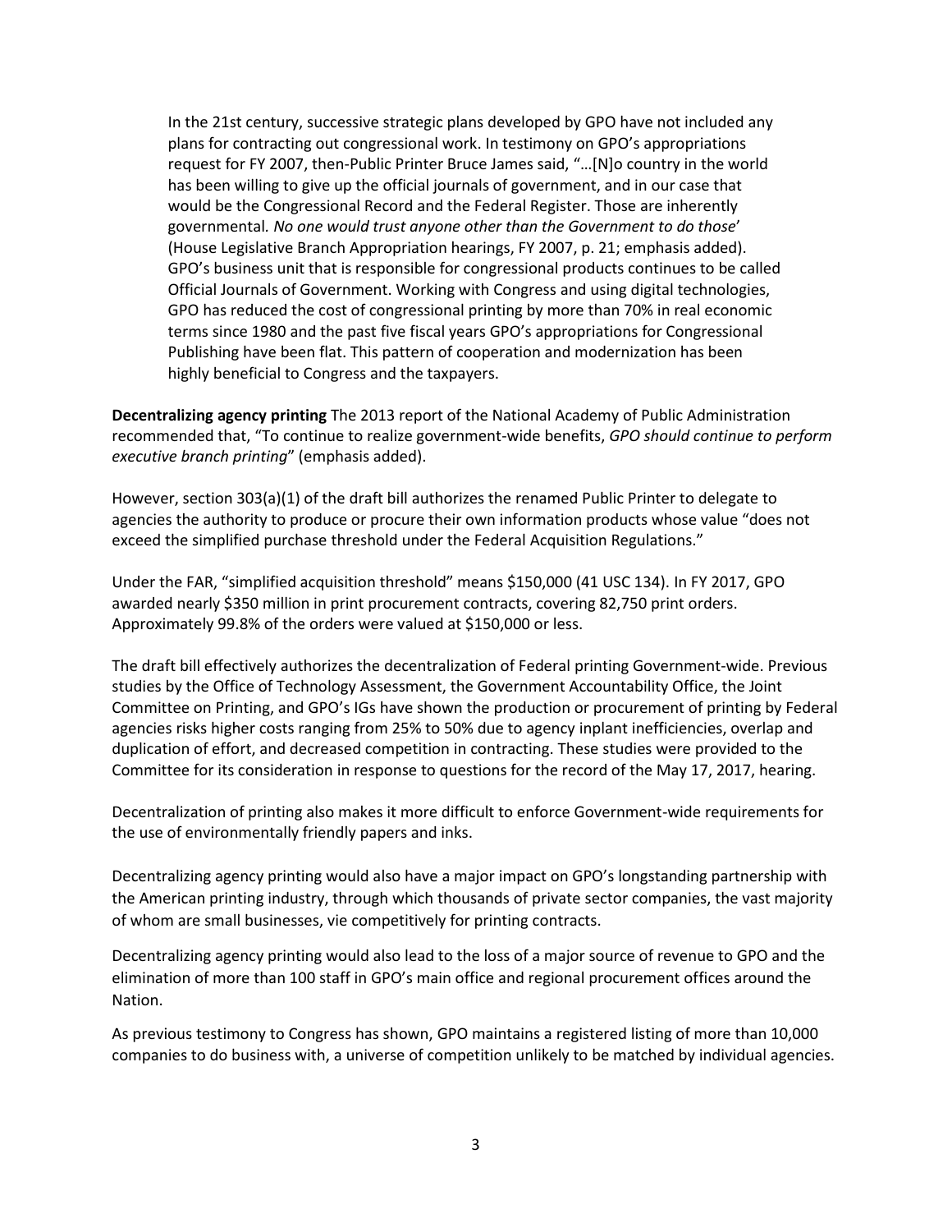> In the 21st century, successive strategic plans developed by GPO have not included any plans for contracting out congressional work. In testimony on GPO's appropriations request for FY 2007, then-Public Printer Bruce James said, "…[N]o country in the world has been willing to give up the official journals of government, and in our case that would be the Congressional Record and the Federal Register. Those are inherently governmental. *No one would trust anyone other than the Government to do those*' (House Legislative Branch Appropriation hearings, FY 2007, p. 21; emphasis added). GPO's business unit that is responsible for congressional products continues to be called Official Journals of Government. Working with Congress and using digital technologies, GPO has reduced the cost of congressional printing by more than 70% in real economic terms since 1980 and the past five fiscal years GPO's appropriations for Congressional Publishing have been flat. This pattern of cooperation and modernization has been highly beneficial to Congress and the taxpayers.

**Decentralizing agency printing** The 2013 report of the National Academy of Public Administration recommended that, "To continue to realize government-wide benefits, *GPO should continue to perform executive branch printing*" (emphasis added).

However, section 303(a)(1) of the draft bill authorizes the renamed Public Printer to delegate to agencies the authority to produce or procure their own information products whose value "does not exceed the simplified purchase threshold under the Federal Acquisition Regulations."

Under the FAR, "simplified acquisition threshold" means $150,000 (41 USC 134). In FY 2017, GPO awarded nearly $350 million in print procurement contracts, covering 82,750 print orders. Approximately 99.8% of the orders were valued at $150,000 or less.

The draft bill effectively authorizes the decentralization of Federal printing Government-wide. Previous studies by the Office of Technology Assessment, the Government Accountability Office, the Joint Committee on Printing, and GPO's IGs have shown the production or procurement of printing by Federal agencies risks higher costs ranging from 25% to 50% due to agency inplant inefficiencies, overlap and duplication of effort, and decreased competition in contracting. These studies were provided to the Committee for its consideration in response to questions for the record of the May 17, 2017, hearing.

Decentralization of printing also makes it more difficult to enforce Government-wide requirements for the use of environmentally friendly papers and inks.

Decentralizing agency printing would also have a major impact on GPO's longstanding partnership with the American printing industry, through which thousands of private sector companies, the vast majority of whom are small businesses, vie competitively for printing contracts.

Decentralizing agency printing would also lead to the loss of a major source of revenue to GPO and the elimination of more than 100 staff in GPO's main office and regional procurement offices around the Nation.

As previous testimony to Congress has shown, GPO maintains a registered listing of more than 10,000 companies to do business with, a universe of competition unlikely to be matched by individual agencies.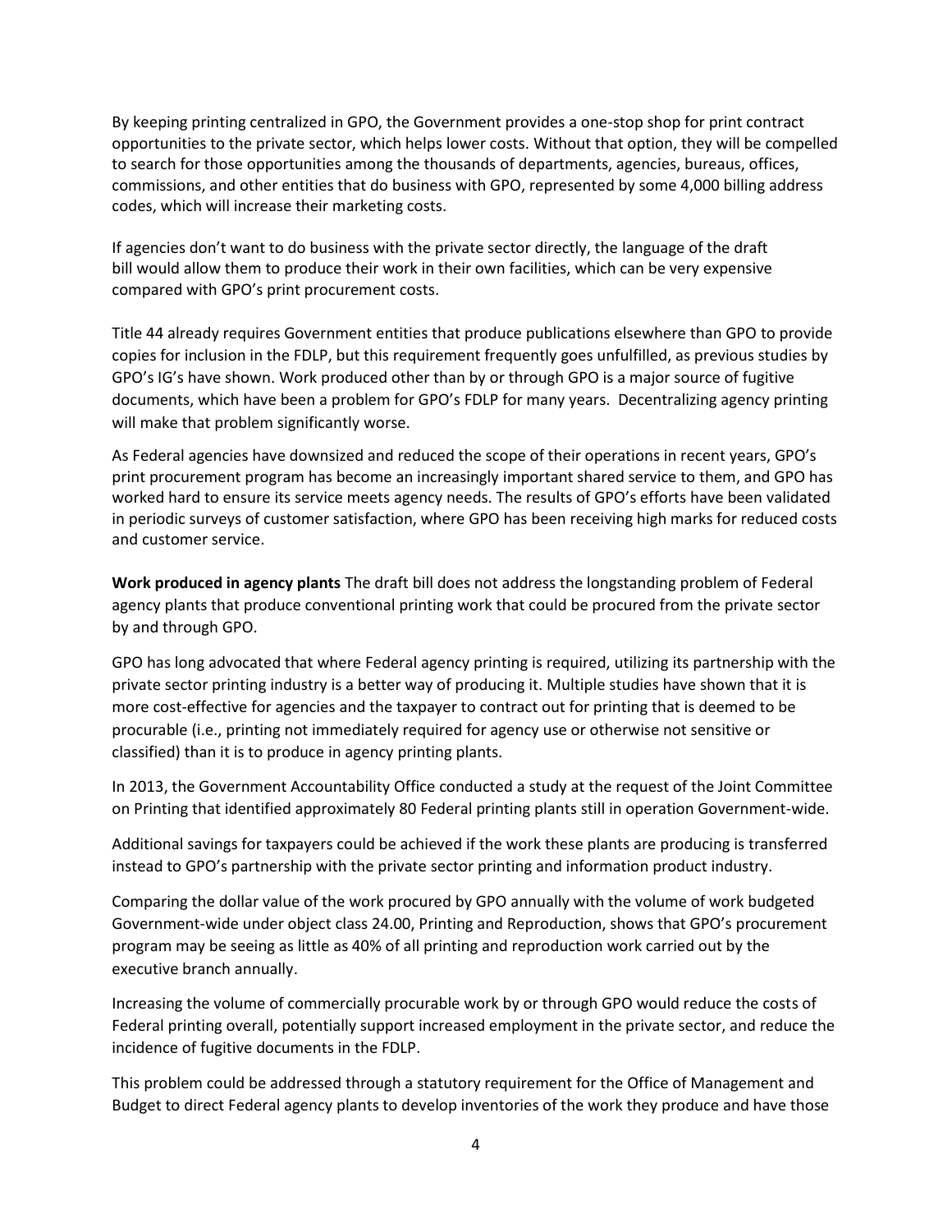By keeping printing centralized in GPO, the Government provides a one-stop shop for print contract opportunities to the private sector, which helps lower costs. Without that option, they will be compelled to search for those opportunities among the thousands of departments, agencies, bureaus, offices, commissions, and other entities that do business with GPO, represented by some 4,000 billing address codes, which will increase their marketing costs.

If agencies don't want to do business with the private sector directly, the language of the draft bill would allow them to produce their work in their own facilities, which can be very expensive compared with GPO's print procurement costs.

Title 44 already requires Government entities that produce publications elsewhere than GPO to provide copies for inclusion in the FDLP, but this requirement frequently goes unfulfilled, as previous studies by GPO's IG's have shown. Work produced other than by or through GPO is a major source of fugitive documents, which have been a problem for GPO's FDLP for many years. Decentralizing agency printing will make that problem significantly worse.

As Federal agencies have downsized and reduced the scope of their operations in recent years, GPO's print procurement program has become an increasingly important shared service to them, and GPO has worked hard to ensure its service meets agency needs. The results of GPO's efforts have been validated in periodic surveys of customer satisfaction, where GPO has been receiving high marks for reduced costs and customer service.

**Work produced in agency plants** The draft bill does not address the longstanding problem of Federal agency plants that produce conventional printing work that could be procured from the private sector by and through GPO.

GPO has long advocated that where Federal agency printing is required, utilizing its partnership with the private sector printing industry is a better way of producing it. Multiple studies have shown that it is more cost-effective for agencies and the taxpayer to contract out for printing that is deemed to be procurable (i.e., printing not immediately required for agency use or otherwise not sensitive or classified) than it is to produce in agency printing plants.

In 2013, the Government Accountability Office conducted a study at the request of the Joint Committee on Printing that identified approximately 80 Federal printing plants still in operation Government-wide.

Additional savings for taxpayers could be achieved if the work these plants are producing is transferred instead to GPO's partnership with the private sector printing and information product industry.

Comparing the dollar value of the work procured by GPO annually with the volume of work budgeted Government-wide under object class 24.00, Printing and Reproduction, shows that GPO's procurement program may be seeing as little as 40% of all printing and reproduction work carried out by the executive branch annually.

Increasing the volume of commercially procurable work by or through GPO would reduce the costs of Federal printing overall, potentially support increased employment in the private sector, and reduce the incidence of fugitive documents in the FDLP.

This problem could be addressed through a statutory requirement for the Office of Management and Budget to direct Federal agency plants to develop inventories of the work they produce and have those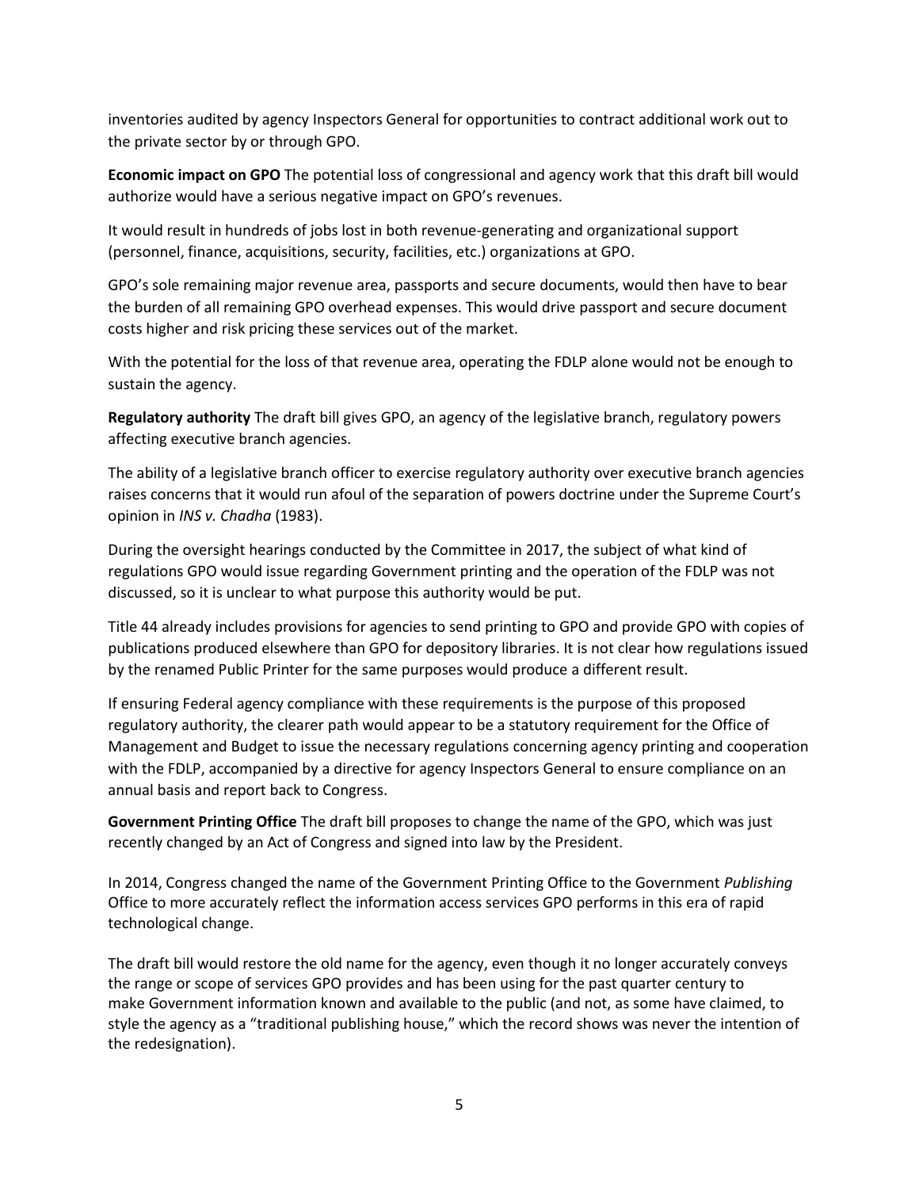inventories audited by agency Inspectors General for opportunities to contract additional work out to the private sector by or through GPO.

**Economic impact on GPO** The potential loss of congressional and agency work that this draft bill would authorize would have a serious negative impact on GPO's revenues.

It would result in hundreds of jobs lost in both revenue-generating and organizational support (personnel, finance, acquisitions, security, facilities, etc.) organizations at GPO.

GPO's sole remaining major revenue area, passports and secure documents, would then have to bear the burden of all remaining GPO overhead expenses. This would drive passport and secure document costs higher and risk pricing these services out of the market.

With the potential for the loss of that revenue area, operating the FDLP alone would not be enough to sustain the agency.

**Regulatory authority** The draft bill gives GPO, an agency of the legislative branch, regulatory powers affecting executive branch agencies.

The ability of a legislative branch officer to exercise regulatory authority over executive branch agencies raises concerns that it would run afoul of the separation of powers doctrine under the Supreme Court's opinion in *INS v. Chadha* (1983).

During the oversight hearings conducted by the Committee in 2017, the subject of what kind of regulations GPO would issue regarding Government printing and the operation of the FDLP was not discussed, so it is unclear to what purpose this authority would be put.

Title 44 already includes provisions for agencies to send printing to GPO and provide GPO with copies of publications produced elsewhere than GPO for depository libraries. It is not clear how regulations issued by the renamed Public Printer for the same purposes would produce a different result.

If ensuring Federal agency compliance with these requirements is the purpose of this proposed regulatory authority, the clearer path would appear to be a statutory requirement for the Office of Management and Budget to issue the necessary regulations concerning agency printing and cooperation with the FDLP, accompanied by a directive for agency Inspectors General to ensure compliance on an annual basis and report back to Congress.

**Government Printing Office** The draft bill proposes to change the name of the GPO, which was just recently changed by an Act of Congress and signed into law by the President.

In 2014, Congress changed the name of the Government Printing Office to the Government *Publishing* Office to more accurately reflect the information access services GPO performs in this era of rapid technological change.

The draft bill would restore the old name for the agency, even though it no longer accurately conveys the range or scope of services GPO provides and has been using for the past quarter century to make Government information known and available to the public (and not, as some have claimed, to style the agency as a "traditional publishing house," which the record shows was never the intention of the redesignation).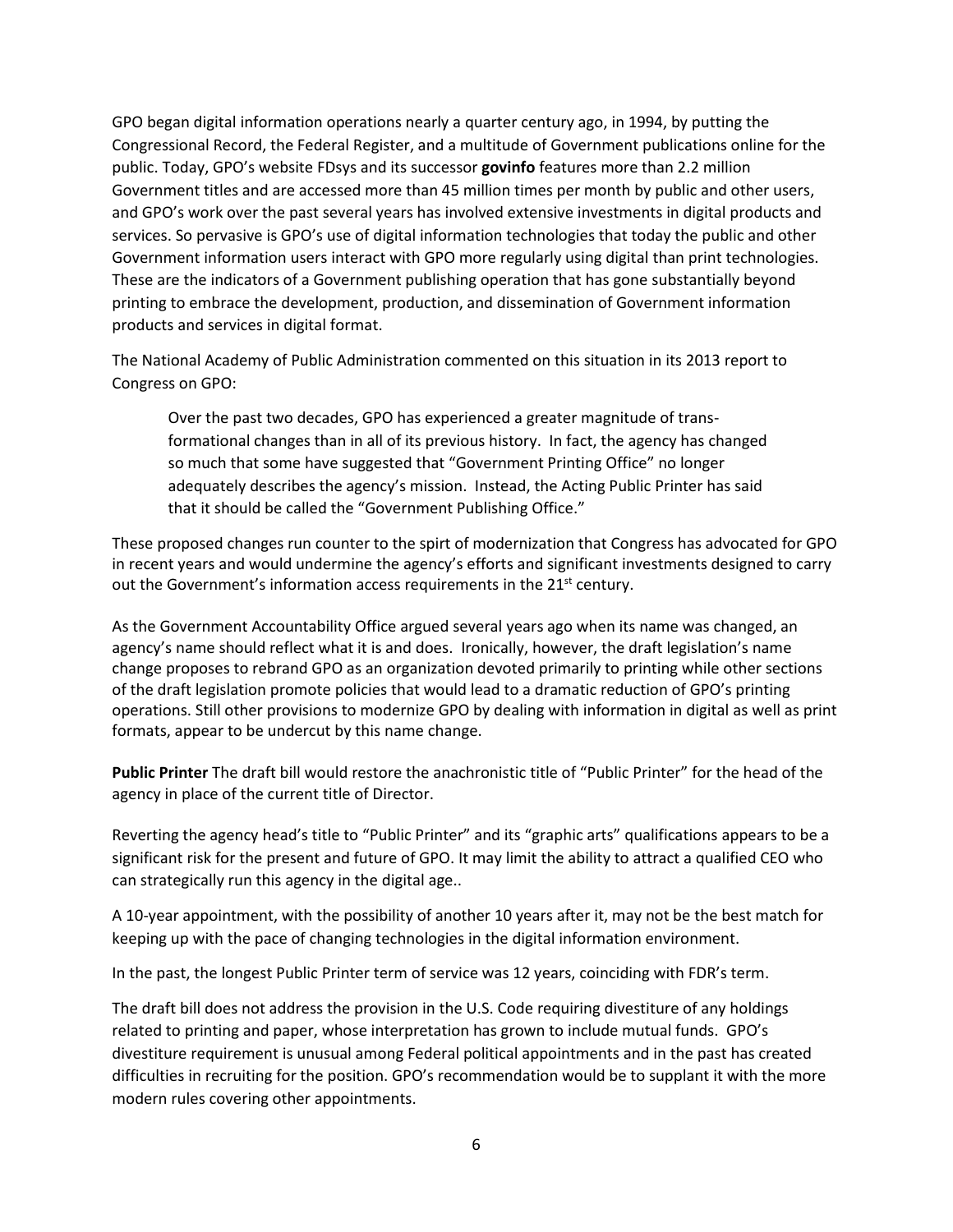GPO began digital information operations nearly a quarter century ago, in 1994, by putting the Congressional Record, the Federal Register, and a multitude of Government publications online for the public. Today, GPO's website FDsys and its successor **govinfo** features more than 2.2 million Government titles and are accessed more than 45 million times per month by public and other users, and GPO's work over the past several years has involved extensive investments in digital products and services. So pervasive is GPO's use of digital information technologies that today the public and other Government information users interact with GPO more regularly using digital than print technologies. These are the indicators of a Government publishing operation that has gone substantially beyond printing to embrace the development, production, and dissemination of Government information products and services in digital format.

The National Academy of Public Administration commented on this situation in its 2013 report to Congress on GPO:

> Over the past two decades, GPO has experienced a greater magnitude of trans-formational changes than in all of its previous history. In fact, the agency has changed so much that some have suggested that "Government Printing Office" no longer adequately describes the agency's mission. Instead, the Acting Public Printer has said that it should be called the "Government Publishing Office."

These proposed changes run counter to the spirt of modernization that Congress has advocated for GPO in recent years and would undermine the agency's efforts and significant investments designed to carry out the Government's information access requirements in the 21st century.

As the Government Accountability Office argued several years ago when its name was changed, an agency's name should reflect what it is and does. Ironically, however, the draft legislation's name change proposes to rebrand GPO as an organization devoted primarily to printing while other sections of the draft legislation promote policies that would lead to a dramatic reduction of GPO's printing operations. Still other provisions to modernize GPO by dealing with information in digital as well as print formats, appear to be undercut by this name change.

**Public Printer** The draft bill would restore the anachronistic title of "Public Printer" for the head of the agency in place of the current title of Director.

Reverting the agency head's title to "Public Printer" and its "graphic arts" qualifications appears to be a significant risk for the present and future of GPO. It may limit the ability to attract a qualified CEO who can strategically run this agency in the digital age..

A 10-year appointment, with the possibility of another 10 years after it, may not be the best match for keeping up with the pace of changing technologies in the digital information environment.

In the past, the longest Public Printer term of service was 12 years, coinciding with FDR's term.

The draft bill does not address the provision in the U.S. Code requiring divestiture of any holdings related to printing and paper, whose interpretation has grown to include mutual funds. GPO's divestiture requirement is unusual among Federal political appointments and in the past has created difficulties in recruiting for the position. GPO's recommendation would be to supplant it with the more modern rules covering other appointments.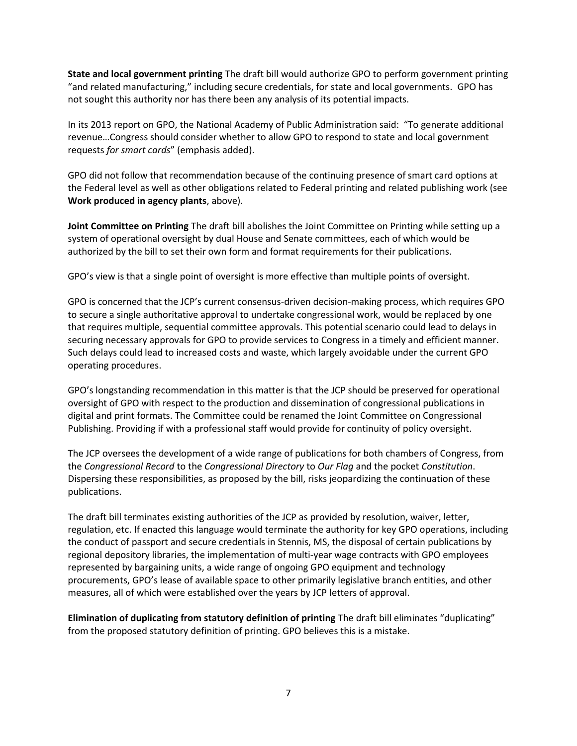**State and local government printing** The draft bill would authorize GPO to perform government printing "and related manufacturing," including secure credentials, for state and local governments. GPO has not sought this authority nor has there been any analysis of its potential impacts.

In its 2013 report on GPO, the National Academy of Public Administration said: "To generate additional revenue…Congress should consider whether to allow GPO to respond to state and local government requests *for smart cards*" (emphasis added).

GPO did not follow that recommendation because of the continuing presence of smart card options at the Federal level as well as other obligations related to Federal printing and related publishing work (see **Work produced in agency plants**, above).

**Joint Committee on Printing** The draft bill abolishes the Joint Committee on Printing while setting up a system of operational oversight by dual House and Senate committees, each of which would be authorized by the bill to set their own form and format requirements for their publications.

GPO's view is that a single point of oversight is more effective than multiple points of oversight.

GPO is concerned that the JCP's current consensus-driven decision-making process, which requires GPO to secure a single authoritative approval to undertake congressional work, would be replaced by one that requires multiple, sequential committee approvals. This potential scenario could lead to delays in securing necessary approvals for GPO to provide services to Congress in a timely and efficient manner. Such delays could lead to increased costs and waste, which largely avoidable under the current GPO operating procedures.

GPO's longstanding recommendation in this matter is that the JCP should be preserved for operational oversight of GPO with respect to the production and dissemination of congressional publications in digital and print formats. The Committee could be renamed the Joint Committee on Congressional Publishing. Providing if with a professional staff would provide for continuity of policy oversight.

The JCP oversees the development of a wide range of publications for both chambers of Congress, from the *Congressional Record* to the *Congressional Directory* to *Our Flag* and the pocket *Constitution*. Dispersing these responsibilities, as proposed by the bill, risks jeopardizing the continuation of these publications.

The draft bill terminates existing authorities of the JCP as provided by resolution, waiver, letter, regulation, etc. If enacted this language would terminate the authority for key GPO operations, including the conduct of passport and secure credentials in Stennis, MS, the disposal of certain publications by regional depository libraries, the implementation of multi-year wage contracts with GPO employees represented by bargaining units, a wide range of ongoing GPO equipment and technology procurements, GPO's lease of available space to other primarily legislative branch entities, and other measures, all of which were established over the years by JCP letters of approval.

**Elimination of duplicating from statutory definition of printing** The draft bill eliminates "duplicating" from the proposed statutory definition of printing. GPO believes this is a mistake.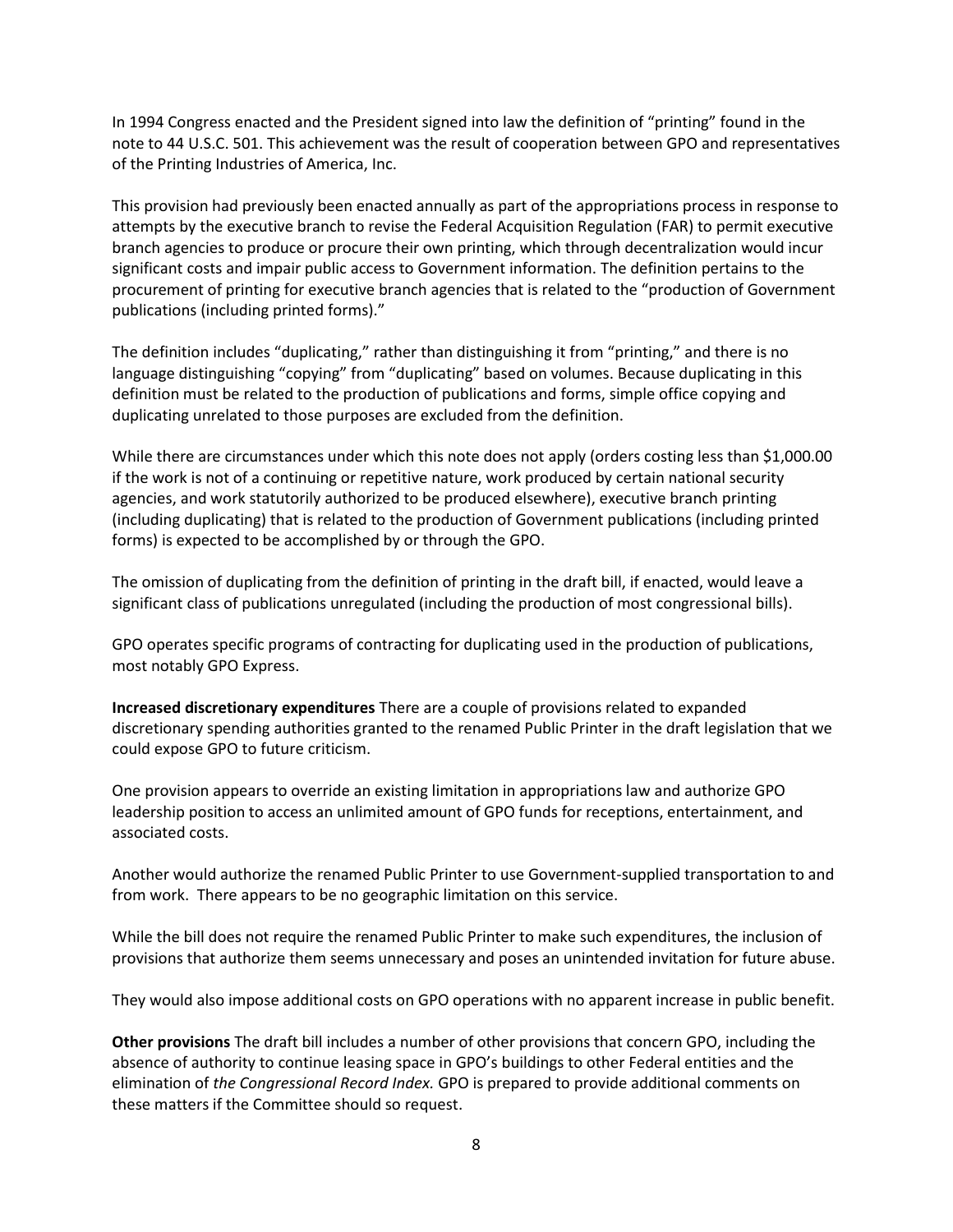In 1994 Congress enacted and the President signed into law the definition of "printing" found in the note to 44 U.S.C. 501. This achievement was the result of cooperation between GPO and representatives of the Printing Industries of America, Inc.

This provision had previously been enacted annually as part of the appropriations process in response to attempts by the executive branch to revise the Federal Acquisition Regulation (FAR) to permit executive branch agencies to produce or procure their own printing, which through decentralization would incur significant costs and impair public access to Government information. The definition pertains to the procurement of printing for executive branch agencies that is related to the "production of Government publications (including printed forms)."

The definition includes "duplicating," rather than distinguishing it from "printing," and there is no language distinguishing "copying" from "duplicating" based on volumes. Because duplicating in this definition must be related to the production of publications and forms, simple office copying and duplicating unrelated to those purposes are excluded from the definition.

While there are circumstances under which this note does not apply (orders costing less than $1,000.00 if the work is not of a continuing or repetitive nature, work produced by certain national security agencies, and work statutorily authorized to be produced elsewhere), executive branch printing (including duplicating) that is related to the production of Government publications (including printed forms) is expected to be accomplished by or through the GPO.

The omission of duplicating from the definition of printing in the draft bill, if enacted, would leave a significant class of publications unregulated (including the production of most congressional bills).

GPO operates specific programs of contracting for duplicating used in the production of publications, most notably GPO Express.

**Increased discretionary expenditures** There are a couple of provisions related to expanded discretionary spending authorities granted to the renamed Public Printer in the draft legislation that we could expose GPO to future criticism.

One provision appears to override an existing limitation in appropriations law and authorize GPO leadership position to access an unlimited amount of GPO funds for receptions, entertainment, and associated costs.

Another would authorize the renamed Public Printer to use Government-supplied transportation to and from work. There appears to be no geographic limitation on this service.

While the bill does not require the renamed Public Printer to make such expenditures, the inclusion of provisions that authorize them seems unnecessary and poses an unintended invitation for future abuse.

They would also impose additional costs on GPO operations with no apparent increase in public benefit.

**Other provisions** The draft bill includes a number of other provisions that concern GPO, including the absence of authority to continue leasing space in GPO's buildings to other Federal entities and the elimination of *the Congressional Record Index.* GPO is prepared to provide additional comments on these matters if the Committee should so request.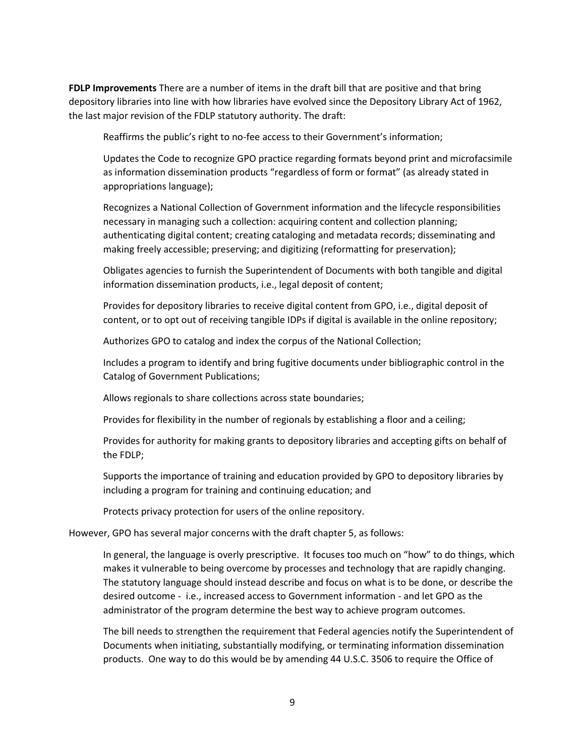**FDLP Improvements** There are a number of items in the draft bill that are positive and that bring depository libraries into line with how libraries have evolved since the Depository Library Act of 1962, the last major revision of the FDLP statutory authority. The draft:

Reaffirms the public's right to no-fee access to their Government's information;

Updates the Code to recognize GPO practice regarding formats beyond print and microfacsimile as information dissemination products "regardless of form or format" (as already stated in appropriations language);

Recognizes a National Collection of Government information and the lifecycle responsibilities necessary in managing such a collection: acquiring content and collection planning; authenticating digital content; creating cataloging and metadata records; disseminating and making freely accessible; preserving; and digitizing (reformatting for preservation);

Obligates agencies to furnish the Superintendent of Documents with both tangible and digital information dissemination products, i.e., legal deposit of content;

Provides for depository libraries to receive digital content from GPO, i.e., digital deposit of content, or to opt out of receiving tangible IDPs if digital is available in the online repository;

Authorizes GPO to catalog and index the corpus of the National Collection;

Includes a program to identify and bring fugitive documents under bibliographic control in the Catalog of Government Publications;

Allows regionals to share collections across state boundaries;

Provides for flexibility in the number of regionals by establishing a floor and a ceiling;

Provides for authority for making grants to depository libraries and accepting gifts on behalf of the FDLP;

Supports the importance of training and education provided by GPO to depository libraries by including a program for training and continuing education; and

Protects privacy protection for users of the online repository.

However, GPO has several major concerns with the draft chapter 5, as follows:

In general, the language is overly prescriptive. It focuses too much on "how" to do things, which makes it vulnerable to being overcome by processes and technology that are rapidly changing. The statutory language should instead describe and focus on what is to be done, or describe the desired outcome - i.e., increased access to Government information - and let GPO as the administrator of the program determine the best way to achieve program outcomes.

The bill needs to strengthen the requirement that Federal agencies notify the Superintendent of Documents when initiating, substantially modifying, or terminating information dissemination products. One way to do this would be by amending 44 U.S.C. 3506 to require the Office of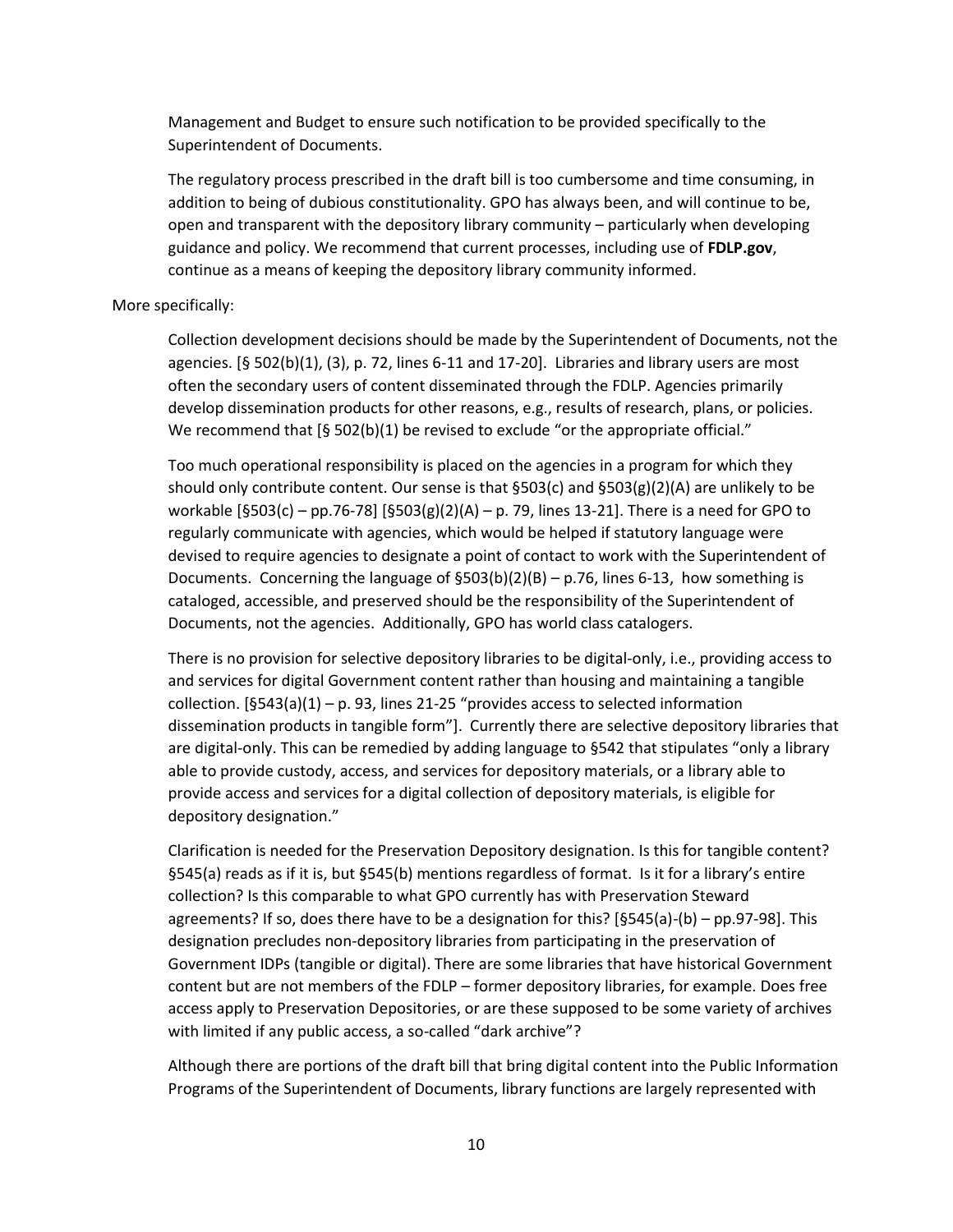Management and Budget to ensure such notification to be provided specifically to the Superintendent of Documents.

The regulatory process prescribed in the draft bill is too cumbersome and time consuming, in addition to being of dubious constitutionality. GPO has always been, and will continue to be, open and transparent with the depository library community – particularly when developing guidance and policy. We recommend that current processes, including use of **FDLP.gov**, continue as a means of keeping the depository library community informed.

More specifically:

Collection development decisions should be made by the Superintendent of Documents, not the agencies. [§ 502(b)(1), (3), p. 72, lines 6-11 and 17-20]. Libraries and library users are most often the secondary users of content disseminated through the FDLP. Agencies primarily develop dissemination products for other reasons, e.g., results of research, plans, or policies. We recommend that [§ 502(b)(1) be revised to exclude "or the appropriate official."

Too much operational responsibility is placed on the agencies in a program for which they should only contribute content. Our sense is that §503(c) and §503(g)(2)(A) are unlikely to be workable [§503(c) – pp.76-78] [§503(g)(2)(A) – p. 79, lines 13-21]. There is a need for GPO to regularly communicate with agencies, which would be helped if statutory language were devised to require agencies to designate a point of contact to work with the Superintendent of Documents. Concerning the language of §503(b)(2)(B) – p.76, lines 6-13, how something is cataloged, accessible, and preserved should be the responsibility of the Superintendent of Documents, not the agencies. Additionally, GPO has world class catalogers.

There is no provision for selective depository libraries to be digital-only, i.e., providing access to and services for digital Government content rather than housing and maintaining a tangible collection. [§543(a)(1) – p. 93, lines 21-25 "provides access to selected information dissemination products in tangible form"]. Currently there are selective depository libraries that are digital-only. This can be remedied by adding language to §542 that stipulates "only a library able to provide custody, access, and services for depository materials, or a library able to provide access and services for a digital collection of depository materials, is eligible for depository designation."

Clarification is needed for the Preservation Depository designation. Is this for tangible content? §545(a) reads as if it is, but §545(b) mentions regardless of format. Is it for a library's entire collection? Is this comparable to what GPO currently has with Preservation Steward agreements? If so, does there have to be a designation for this? [§545(a)-(b) – pp.97-98]. This designation precludes non-depository libraries from participating in the preservation of Government IDPs (tangible or digital). There are some libraries that have historical Government content but are not members of the FDLP – former depository libraries, for example. Does free access apply to Preservation Depositories, or are these supposed to be some variety of archives with limited if any public access, a so-called "dark archive"?

Although there are portions of the draft bill that bring digital content into the Public Information Programs of the Superintendent of Documents, library functions are largely represented with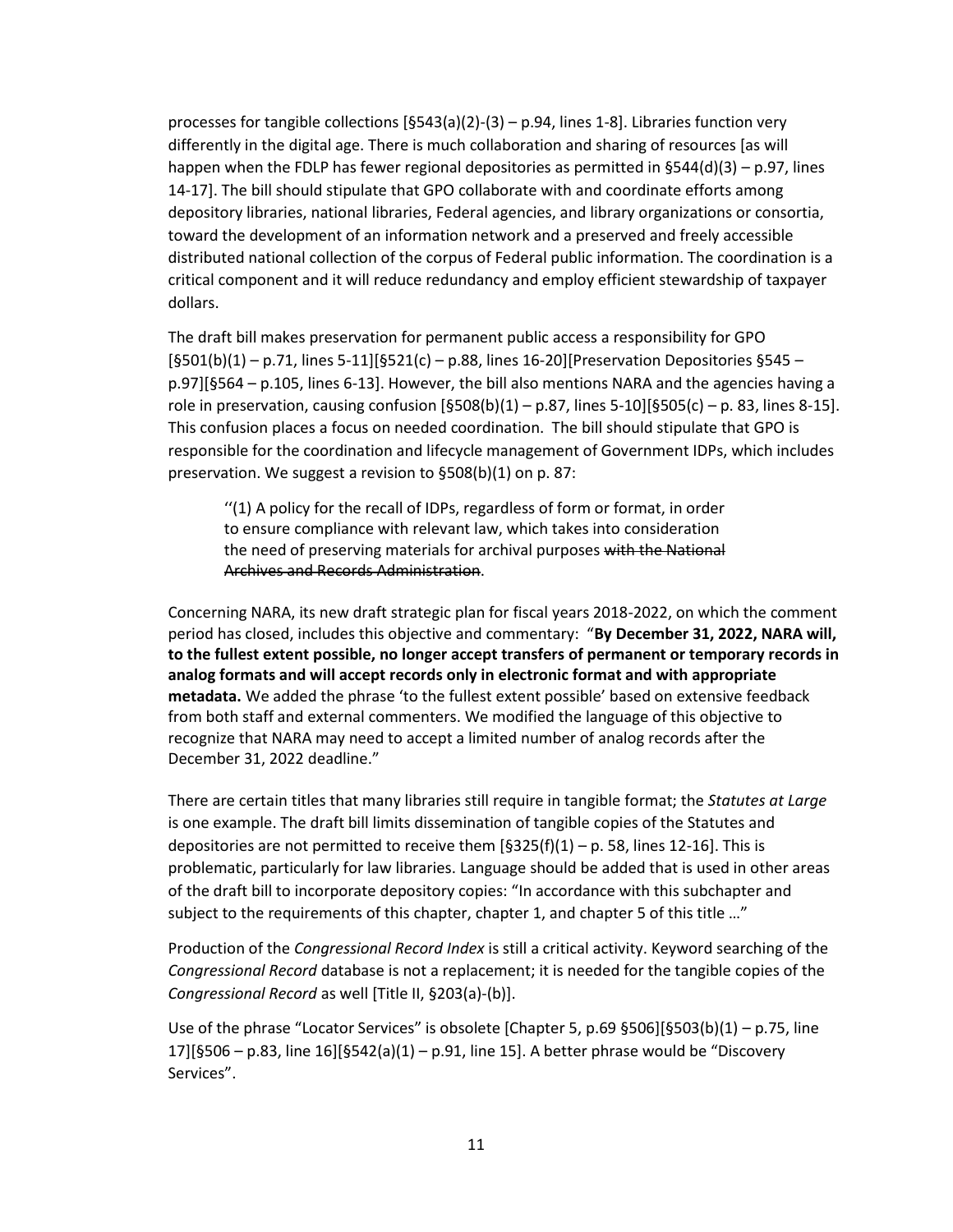processes for tangible collections [§543(a)(2)-(3) – p.94, lines 1-8]. Libraries function very differently in the digital age. There is much collaboration and sharing of resources [as will happen when the FDLP has fewer regional depositories as permitted in §544(d)(3) – p.97, lines 14-17]. The bill should stipulate that GPO collaborate with and coordinate efforts among depository libraries, national libraries, Federal agencies, and library organizations or consortia, toward the development of an information network and a preserved and freely accessible distributed national collection of the corpus of Federal public information. The coordination is a critical component and it will reduce redundancy and employ efficient stewardship of taxpayer dollars.

The draft bill makes preservation for permanent public access a responsibility for GPO [§501(b)(1) – p.71, lines 5-11][§521(c) – p.88, lines 16-20][Preservation Depositories §545 – p.97][§564 – p.105, lines 6-13]. However, the bill also mentions NARA and the agencies having a role in preservation, causing confusion [§508(b)(1) – p.87, lines 5-10][§505(c) – p. 83, lines 8-15]. This confusion places a focus on needed coordination. The bill should stipulate that GPO is responsible for the coordination and lifecycle management of Government IDPs, which includes preservation. We suggest a revision to §508(b)(1) on p. 87:

> ''(1) A policy for the recall of IDPs, regardless of form or format, in order to ensure compliance with relevant law, which takes into consideration the need of preserving materials for archival purposes ~~with the National Archives and Records Administration~~.

Concerning NARA, its new draft strategic plan for fiscal years 2018-2022, on which the comment period has closed, includes this objective and commentary: "**By December 31, 2022, NARA will, to the fullest extent possible, no longer accept transfers of permanent or temporary records in analog formats and will accept records only in electronic format and with appropriate metadata.** We added the phrase 'to the fullest extent possible' based on extensive feedback from both staff and external commenters. We modified the language of this objective to recognize that NARA may need to accept a limited number of analog records after the December 31, 2022 deadline."

There are certain titles that many libraries still require in tangible format; the *Statutes at Large* is one example. The draft bill limits dissemination of tangible copies of the Statutes and depositories are not permitted to receive them [§325(f)(1) – p. 58, lines 12-16]. This is problematic, particularly for law libraries. Language should be added that is used in other areas of the draft bill to incorporate depository copies: "In accordance with this subchapter and subject to the requirements of this chapter, chapter 1, and chapter 5 of this title …"

Production of the *Congressional Record Index* is still a critical activity. Keyword searching of the *Congressional Record* database is not a replacement; it is needed for the tangible copies of the *Congressional Record* as well [Title II, §203(a)-(b)].

Use of the phrase "Locator Services" is obsolete [Chapter 5, p.69 §506][§503(b)(1) – p.75, line 17][§506 – p.83, line 16][§542(a)(1) – p.91, line 15]. A better phrase would be "Discovery Services".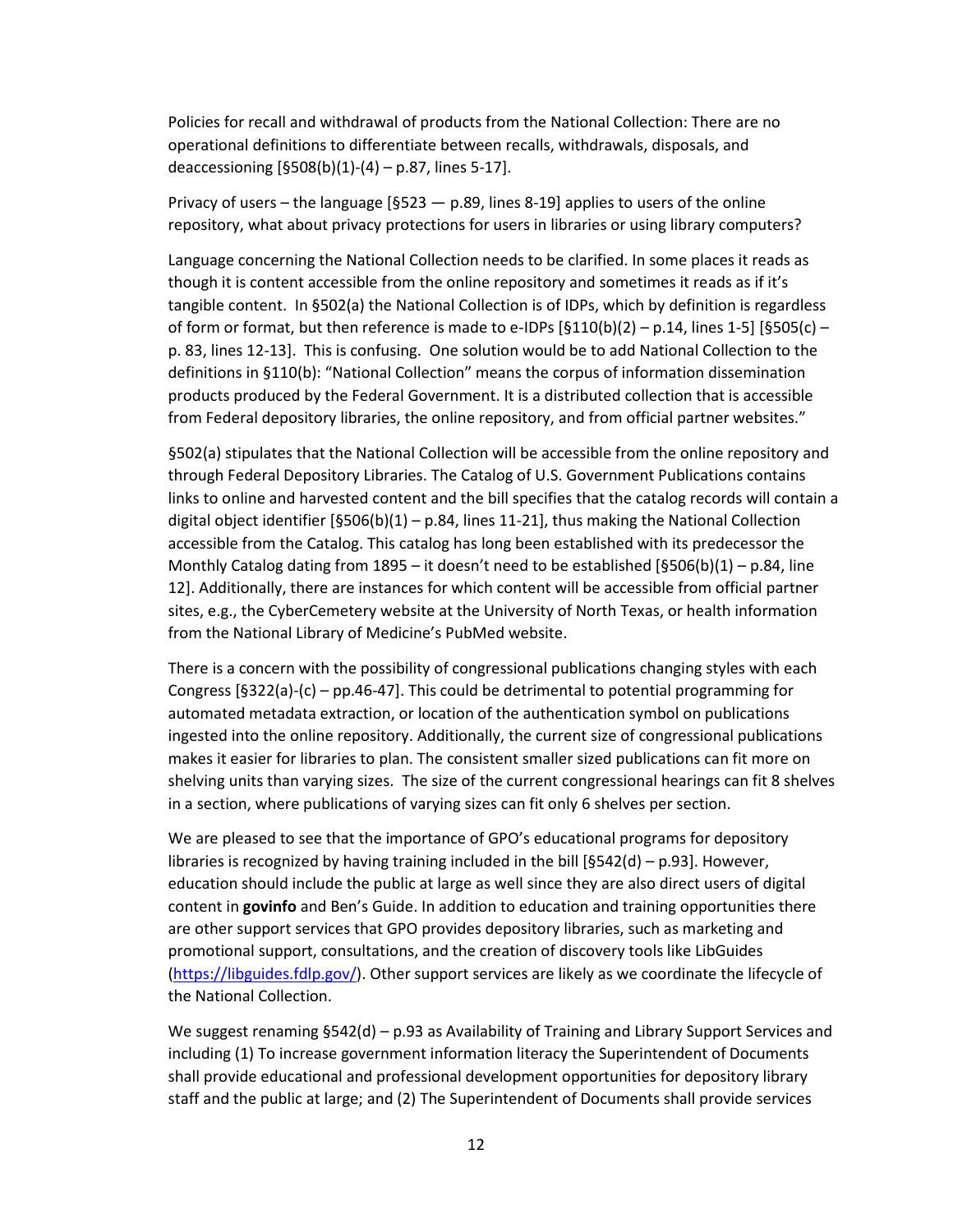Policies for recall and withdrawal of products from the National Collection: There are no operational definitions to differentiate between recalls, withdrawals, disposals, and deaccessioning [§508(b)(1)-(4) – p.87, lines 5-17].

Privacy of users – the language [§523 — p.89, lines 8-19] applies to users of the online repository, what about privacy protections for users in libraries or using library computers?

Language concerning the National Collection needs to be clarified. In some places it reads as though it is content accessible from the online repository and sometimes it reads as if it's tangible content. In §502(a) the National Collection is of IDPs, which by definition is regardless of form or format, but then reference is made to e-IDPs [§110(b)(2) – p.14, lines 1-5] [§505(c) – p. 83, lines 12-13]. This is confusing. One solution would be to add National Collection to the definitions in §110(b): "National Collection" means the corpus of information dissemination products produced by the Federal Government. It is a distributed collection that is accessible from Federal depository libraries, the online repository, and from official partner websites."

§502(a) stipulates that the National Collection will be accessible from the online repository and through Federal Depository Libraries. The Catalog of U.S. Government Publications contains links to online and harvested content and the bill specifies that the catalog records will contain a digital object identifier [§506(b)(1) – p.84, lines 11-21], thus making the National Collection accessible from the Catalog. This catalog has long been established with its predecessor the Monthly Catalog dating from 1895 – it doesn't need to be established [§506(b)(1) – p.84, line 12]. Additionally, there are instances for which content will be accessible from official partner sites, e.g., the CyberCemetery website at the University of North Texas, or health information from the National Library of Medicine's PubMed website.

There is a concern with the possibility of congressional publications changing styles with each Congress [§322(a)-(c) – pp.46-47]. This could be detrimental to potential programming for automated metadata extraction, or location of the authentication symbol on publications ingested into the online repository. Additionally, the current size of congressional publications makes it easier for libraries to plan. The consistent smaller sized publications can fit more on shelving units than varying sizes. The size of the current congressional hearings can fit 8 shelves in a section, where publications of varying sizes can fit only 6 shelves per section.

We are pleased to see that the importance of GPO's educational programs for depository libraries is recognized by having training included in the bill [§542(d) – p.93]. However, education should include the public at large as well since they are also direct users of digital content in **govinfo** and Ben's Guide. In addition to education and training opportunities there are other support services that GPO provides depository libraries, such as marketing and promotional support, consultations, and the creation of discovery tools like LibGuides (https://libguides.fdlp.gov/). Other support services are likely as we coordinate the lifecycle of the National Collection.

We suggest renaming §542(d) – p.93 as Availability of Training and Library Support Services and including (1) To increase government information literacy the Superintendent of Documents shall provide educational and professional development opportunities for depository library staff and the public at large; and (2) The Superintendent of Documents shall provide services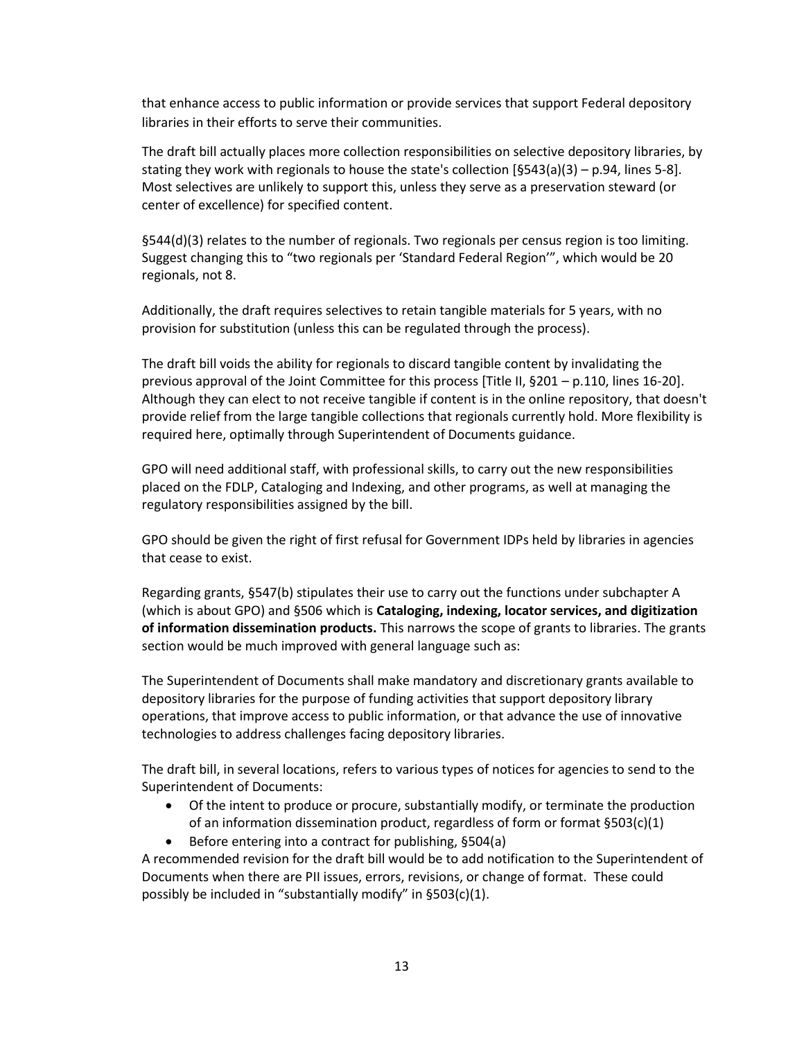that enhance access to public information or provide services that support Federal depository libraries in their efforts to serve their communities.

The draft bill actually places more collection responsibilities on selective depository libraries, by stating they work with regionals to house the state's collection [§543(a)(3) – p.94, lines 5-8]. Most selectives are unlikely to support this, unless they serve as a preservation steward (or center of excellence) for specified content.

§544(d)(3) relates to the number of regionals. Two regionals per census region is too limiting. Suggest changing this to "two regionals per 'Standard Federal Region'", which would be 20 regionals, not 8.

Additionally, the draft requires selectives to retain tangible materials for 5 years, with no provision for substitution (unless this can be regulated through the process).

The draft bill voids the ability for regionals to discard tangible content by invalidating the previous approval of the Joint Committee for this process [Title II, §201 – p.110, lines 16-20]. Although they can elect to not receive tangible if content is in the online repository, that doesn't provide relief from the large tangible collections that regionals currently hold. More flexibility is required here, optimally through Superintendent of Documents guidance.

GPO will need additional staff, with professional skills, to carry out the new responsibilities placed on the FDLP, Cataloging and Indexing, and other programs, as well at managing the regulatory responsibilities assigned by the bill.

GPO should be given the right of first refusal for Government IDPs held by libraries in agencies that cease to exist.

Regarding grants, §547(b) stipulates their use to carry out the functions under subchapter A (which is about GPO) and §506 which is **Cataloging, indexing, locator services, and digitization of information dissemination products.** This narrows the scope of grants to libraries. The grants section would be much improved with general language such as:

The Superintendent of Documents shall make mandatory and discretionary grants available to depository libraries for the purpose of funding activities that support depository library operations, that improve access to public information, or that advance the use of innovative technologies to address challenges facing depository libraries.

The draft bill, in several locations, refers to various types of notices for agencies to send to the Superintendent of Documents:

- Of the intent to produce or procure, substantially modify, or terminate the production of an information dissemination product, regardless of form or format §503(c)(1)
- Before entering into a contract for publishing, §504(a)

A recommended revision for the draft bill would be to add notification to the Superintendent of Documents when there are PII issues, errors, revisions, or change of format. These could possibly be included in "substantially modify" in §503(c)(1).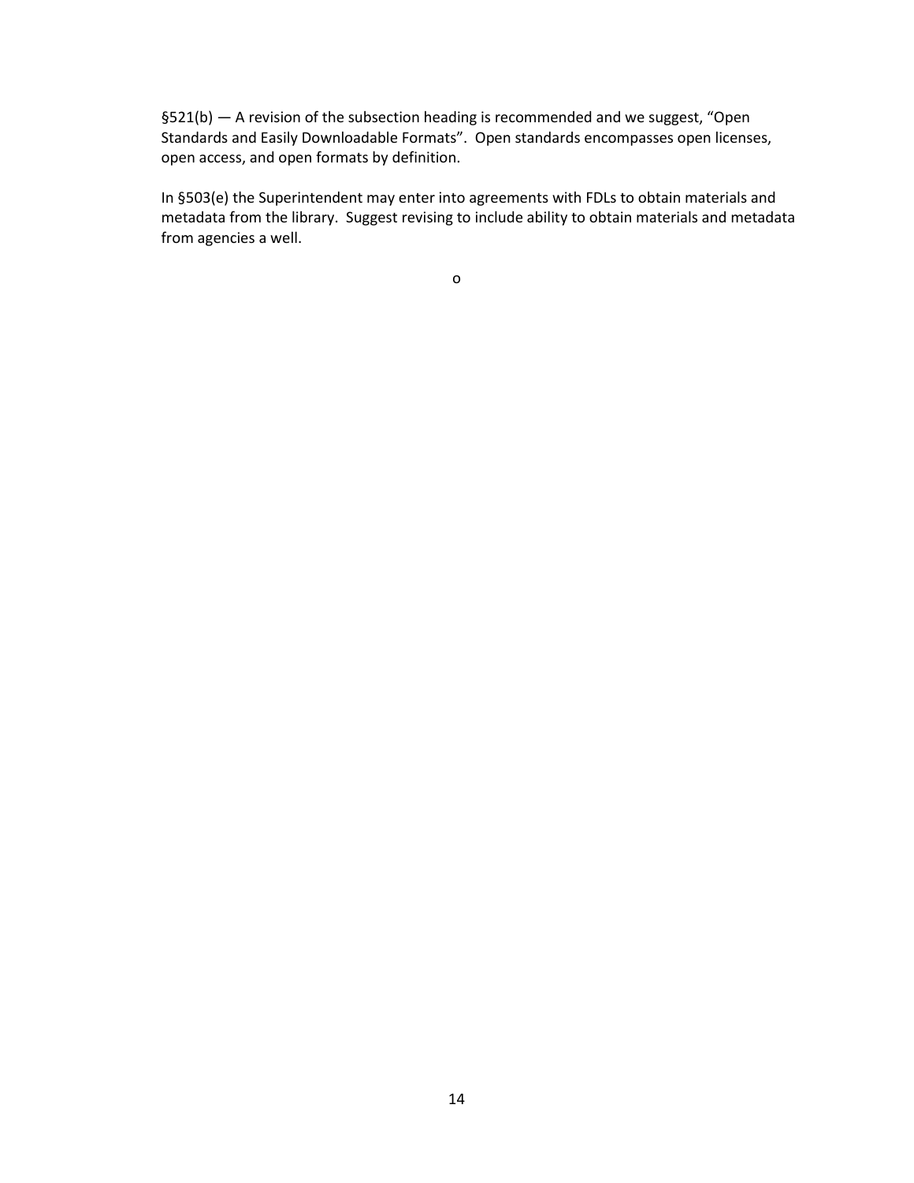§521(b) — A revision of the subsection heading is recommended and we suggest, “Open Standards and Easily Downloadable Formats”. Open standards encompasses open licenses, open access, and open formats by definition.

In §503(e) the Superintendent may enter into agreements with FDLs to obtain materials and metadata from the library. Suggest revising to include ability to obtain materials and metadata from agencies a well.

o